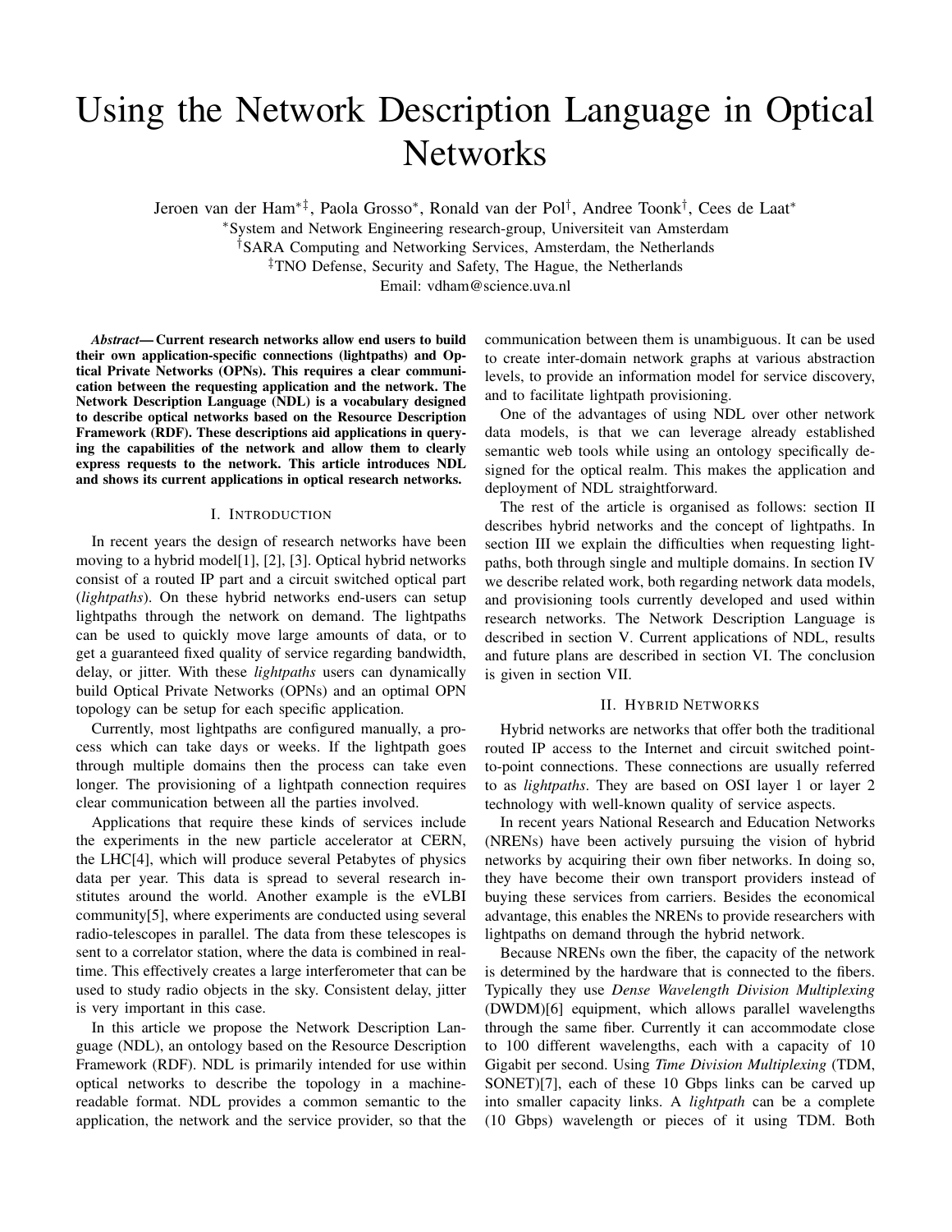# Using the Network Description Language in Optical Networks

Jeroen van der Ham[*‡], Paola Grosso[*], Ronald van der Pol[†], Andree Toonk[†], Cees de Laat[*]

[*]System and Network Engineering research-group, Universiteit van Amsterdam

[†]SARA Computing and Networking Services, Amsterdam, the Netherlands

[‡]TNO Defense, Security and Safety, The Hague, the Netherlands

Email: vdham@science.uva.nl

***Abstract*— Current research networks allow end users to build their own application-specific connections (lightpaths) and Optical Private Networks (OPNs). This requires a clear communication between the requesting application and the network. The Network Description Language (NDL) is a vocabulary designed to describe optical networks based on the Resource Description Framework (RDF). These descriptions aid applications in querying the capabilities of the network and allow them to clearly express requests to the network. This article introduces NDL and shows its current applications in optical research networks.**

## I. Introduction

In recent years the design of research networks have been moving to a hybrid model[1], [2], [3]. Optical hybrid networks consist of a routed IP part and a circuit switched optical part (*lightpaths*). On these hybrid networks end-users can setup lightpaths through the network on demand. The lightpaths can be used to quickly move large amounts of data, or to get a guaranteed fixed quality of service regarding bandwidth, delay, or jitter. With these *lightpaths* users can dynamically build Optical Private Networks (OPNs) and an optimal OPN topology can be setup for each specific application.

Currently, most lightpaths are configured manually, a process which can take days or weeks. If the lightpath goes through multiple domains then the process can take even longer. The provisioning of a lightpath connection requires clear communication between all the parties involved.

Applications that require these kinds of services include the experiments in the new particle accelerator at CERN, the LHC[4], which will produce several Petabytes of physics data per year. This data is spread to several research institutes around the world. Another example is the eVLBI community[5], where experiments are conducted using several radio-telescopes in parallel. The data from these telescopes is sent to a correlator station, where the data is combined in real-time. This effectively creates a large interferometer that can be used to study radio objects in the sky. Consistent delay, jitter is very important in this case.

In this article we propose the Network Description Language (NDL), an ontology based on the Resource Description Framework (RDF). NDL is primarily intended for use within optical networks to describe the topology in a machine-readable format. NDL provides a common semantic to the application, the network and the service provider, so that the communication between them is unambiguous. It can be used to create inter-domain network graphs at various abstraction levels, to provide an information model for service discovery, and to facilitate lightpath provisioning.

One of the advantages of using NDL over other network data models, is that we can leverage already established semantic web tools while using an ontology specifically designed for the optical realm. This makes the application and deployment of NDL straightforward.

The rest of the article is organised as follows: section II describes hybrid networks and the concept of lightpaths. In section III we explain the difficulties when requesting lightpaths, both through single and multiple domains. In section IV we describe related work, both regarding network data models, and provisioning tools currently developed and used within research networks. The Network Description Language is described in section V. Current applications of NDL, results and future plans are described in section VI. The conclusion is given in section VII.

## II. Hybrid Networks

Hybrid networks are networks that offer both the traditional routed IP access to the Internet and circuit switched point-to-point connections. These connections are usually referred to as *lightpaths*. They are based on OSI layer 1 or layer 2 technology with well-known quality of service aspects.

In recent years National Research and Education Networks (NRENs) have been actively pursuing the vision of hybrid networks by acquiring their own fiber networks. In doing so, they have become their own transport providers instead of buying these services from carriers. Besides the economical advantage, this enables the NRENs to provide researchers with lightpaths on demand through the hybrid network.

Because NRENs own the fiber, the capacity of the network is determined by the hardware that is connected to the fibers. Typically they use *Dense Wavelength Division Multiplexing* (DWDM)[6] equipment, which allows parallel wavelengths through the same fiber. Currently it can accommodate close to 100 different wavelengths, each with a capacity of 10 Gigabit per second. Using *Time Division Multiplexing* (TDM, SONET)[7], each of these 10 Gbps links can be carved up into smaller capacity links. A *lightpath* can be a complete (10 Gbps) wavelength or pieces of it using TDM. Both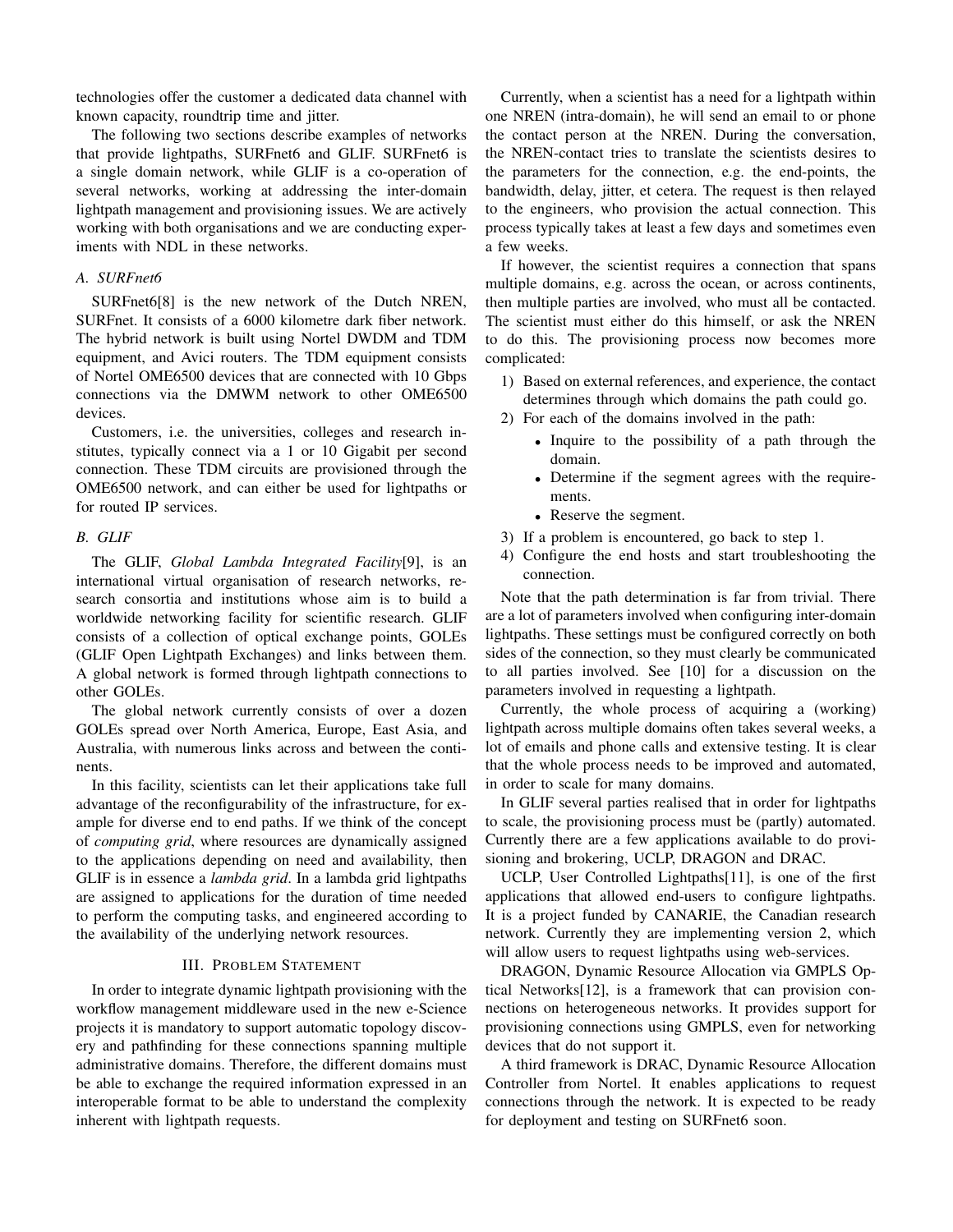technologies offer the customer a dedicated data channel with known capacity, roundtrip time and jitter.

The following two sections describe examples of networks that provide lightpaths, SURFnet6 and GLIF. SURFnet6 is a single domain network, while GLIF is a co-operation of several networks, working at addressing the inter-domain lightpath management and provisioning issues. We are actively working with both organisations and we are conducting experiments with NDL in these networks.

### A. SURFnet6

SURFnet6[8] is the new network of the Dutch NREN, SURFnet. It consists of a 6000 kilometre dark fiber network. The hybrid network is built using Nortel DWDM and TDM equipment, and Avici routers. The TDM equipment consists of Nortel OME6500 devices that are connected with 10 Gbps connections via the DMWM network to other OME6500 devices.

Customers, i.e. the universities, colleges and research institutes, typically connect via a 1 or 10 Gigabit per second connection. These TDM circuits are provisioned through the OME6500 network, and can either be used for lightpaths or for routed IP services.

### B. GLIF

The GLIF, *Global Lambda Integrated Facility*[9], is an international virtual organisation of research networks, research consortia and institutions whose aim is to build a worldwide networking facility for scientific research. GLIF consists of a collection of optical exchange points, GOLEs (GLIF Open Lightpath Exchanges) and links between them. A global network is formed through lightpath connections to other GOLEs.

The global network currently consists of over a dozen GOLEs spread over North America, Europe, East Asia, and Australia, with numerous links across and between the continents.

In this facility, scientists can let their applications take full advantage of the reconfigurability of the infrastructure, for example for diverse end to end paths. If we think of the concept of *computing grid*, where resources are dynamically assigned to the applications depending on need and availability, then GLIF is in essence a *lambda grid*. In a lambda grid lightpaths are assigned to applications for the duration of time needed to perform the computing tasks, and engineered according to the availability of the underlying network resources.

## III. Problem Statement

In order to integrate dynamic lightpath provisioning with the workflow management middleware used in the new e-Science projects it is mandatory to support automatic topology discovery and pathfinding for these connections spanning multiple administrative domains. Therefore, the different domains must be able to exchange the required information expressed in an interoperable format to be able to understand the complexity inherent with lightpath requests.

Currently, when a scientist has a need for a lightpath within one NREN (intra-domain), he will send an email to or phone the contact person at the NREN. During the conversation, the NREN-contact tries to translate the scientists desires to the parameters for the connection, e.g. the end-points, the bandwidth, delay, jitter, et cetera. The request is then relayed to the engineers, who provision the actual connection. This process typically takes at least a few days and sometimes even a few weeks.

If however, the scientist requires a connection that spans multiple domains, e.g. across the ocean, or across continents, then multiple parties are involved, who must all be contacted. The scientist must either do this himself, or ask the NREN to do this. The provisioning process now becomes more complicated:

1) Based on external references, and experience, the contact determines through which domains the path could go.
2) For each of the domains involved in the path:
   - Inquire to the possibility of a path through the domain.
   - Determine if the segment agrees with the requirements.
   - Reserve the segment.
3) If a problem is encountered, go back to step 1.
4) Configure the end hosts and start troubleshooting the connection.

Note that the path determination is far from trivial. There are a lot of parameters involved when configuring inter-domain lightpaths. These settings must be configured correctly on both sides of the connection, so they must clearly be communicated to all parties involved. See [10] for a discussion on the parameters involved in requesting a lightpath.

Currently, the whole process of acquiring a (working) lightpath across multiple domains often takes several weeks, a lot of emails and phone calls and extensive testing. It is clear that the whole process needs to be improved and automated, in order to scale for many domains.

In GLIF several parties realised that in order for lightpaths to scale, the provisioning process must be (partly) automated. Currently there are a few applications available to do provisioning and brokering, UCLP, DRAGON and DRAC.

UCLP, User Controlled Lightpaths[11], is one of the first applications that allowed end-users to configure lightpaths. It is a project funded by CANARIE, the Canadian research network. Currently they are implementing version 2, which will allow users to request lightpaths using web-services.

DRAGON, Dynamic Resource Allocation via GMPLS Optical Networks[12], is a framework that can provision connections on heterogeneous networks. It provides support for provisioning connections using GMPLS, even for networking devices that do not support it.

A third framework is DRAC, Dynamic Resource Allocation Controller from Nortel. It enables applications to request connections through the network. It is expected to be ready for deployment and testing on SURFnet6 soon.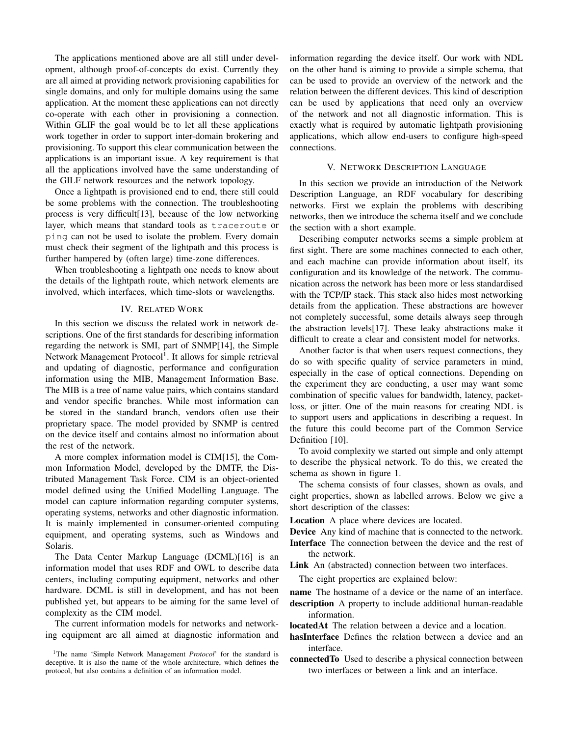The applications mentioned above are all still under development, although proof-of-concepts do exist. Currently they are all aimed at providing network provisioning capabilities for single domains, and only for multiple domains using the same application. At the moment these applications can not directly co-operate with each other in provisioning a connection. Within GLIF the goal would be to let all these applications work together in order to support inter-domain brokering and provisioning. To support this clear communication between the applications is an important issue. A key requirement is that all the applications involved have the same understanding of the GILF network resources and the network topology.

Once a lightpath is provisioned end to end, there still could be some problems with the connection. The troubleshooting process is very difficult[13], because of the low networking layer, which means that standard tools as `traceroute` or `ping` can not be used to isolate the problem. Every domain must check their segment of the lightpath and this process is further hampered by (often large) time-zone differences.

When troubleshooting a lightpath one needs to know about the details of the lightpath route, which network elements are involved, which interfaces, which time-slots or wavelengths.

## IV. Related Work

In this section we discuss the related work in network descriptions. One of the first standards for describing information regarding the network is SMI, part of SNMP[14], the Simple Network Management Protocol[1]. It allows for simple retrieval and updating of diagnostic, performance and configuration information using the MIB, Management Information Base. The MIB is a tree of name value pairs, which contains standard and vendor specific branches. While most information can be stored in the standard branch, vendors often use their proprietary space. The model provided by SNMP is centred on the device itself and contains almost no information about the rest of the network.

A more complex information model is CIM[15], the Common Information Model, developed by the DMTF, the Distributed Management Task Force. CIM is an object-oriented model defined using the Unified Modelling Language. The model can capture information regarding computer systems, operating systems, networks and other diagnostic information. It is mainly implemented in consumer-oriented computing equipment, and operating systems, such as Windows and Solaris.

The Data Center Markup Language (DCML)[16] is an information model that uses RDF and OWL to describe data centers, including computing equipment, networks and other hardware. DCML is still in development, and has not been published yet, but appears to be aiming for the same level of complexity as the CIM model.

The current information models for networks and networking equipment are all aimed at diagnostic information and information regarding the device itself. Our work with NDL on the other hand is aiming to provide a simple schema, that can be used to provide an overview of the network and the relation between the different devices. This kind of description can be used by applications that need only an overview of the network and not all diagnostic information. This is exactly what is required by automatic lightpath provisioning applications, which allow end-users to configure high-speed connections.

[1] The name 'Simple Network Management *Protocol*' for the standard is deceptive. It is also the name of the whole architecture, which defines the protocol, but also contains a definition of an information model.

## V. Network Description Language

In this section we provide an introduction of the Network Description Language, an RDF vocabulary for describing networks. First we explain the problems with describing networks, then we introduce the schema itself and we conclude the section with a short example.

Describing computer networks seems a simple problem at first sight. There are some machines connected to each other, and each machine can provide information about itself, its configuration and its knowledge of the network. The communication across the network has been more or less standardised with the TCP/IP stack. This stack also hides most networking details from the application. These abstractions are however not completely successful, some details always seep through the abstraction levels[17]. These leaky abstractions make it difficult to create a clear and consistent model for networks.

Another factor is that when users request connections, they do so with specific quality of service parameters in mind, especially in the case of optical connections. Depending on the experiment they are conducting, a user may want some combination of specific values for bandwidth, latency, packet-loss, or jitter. One of the main reasons for creating NDL is to support users and applications in describing a request. In the future this could become part of the Common Service Definition [10].

To avoid complexity we started out simple and only attempt to describe the physical network. To do this, we created the schema as shown in figure 1.

The schema consists of four classes, shown as ovals, and eight properties, shown as labelled arrows. Below we give a short description of the classes:

**Location** A place where devices are located.

**Device** Any kind of machine that is connected to the network.

**Interface** The connection between the device and the rest of the network.

**Link** An (abstracted) connection between two interfaces.

The eight properties are explained below:

**name** The hostname of a device or the name of an interface.

**description** A property to include additional human-readable information.

**locatedAt** The relation between a device and a location.

**hasInterface** Defines the relation between a device and an interface.

**connectedTo** Used to describe a physical connection between two interfaces or between a link and an interface.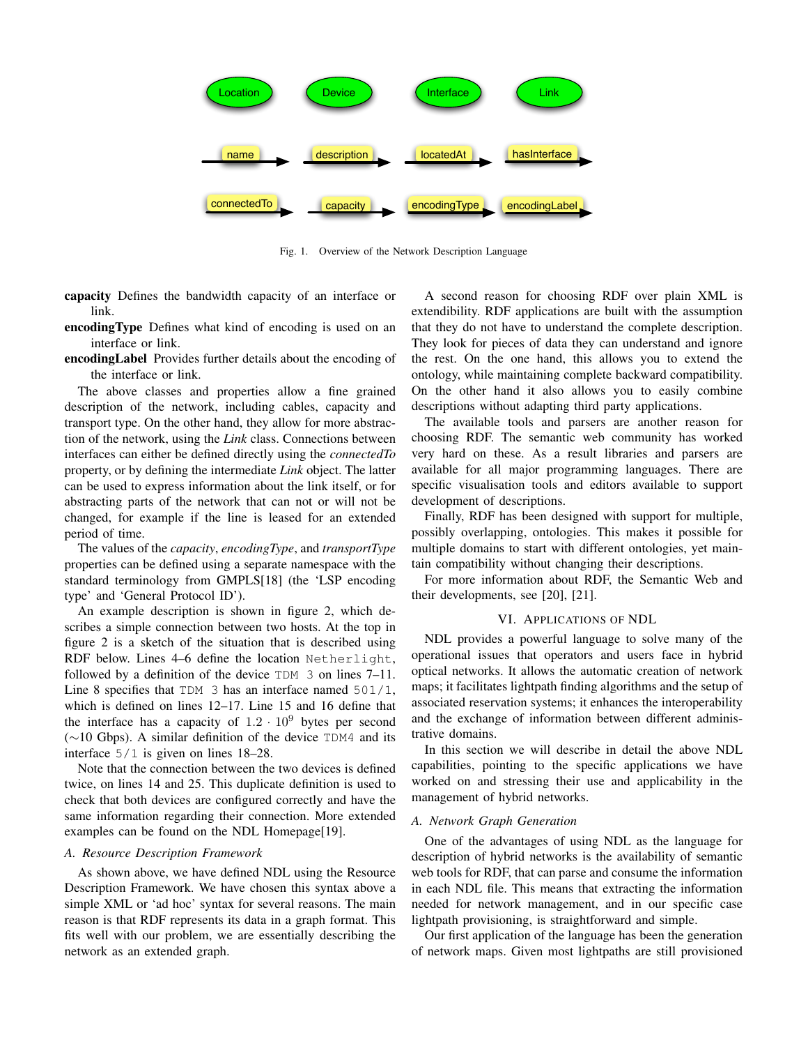Fig. 1. Overview of the Network Description Language

**capacity** Defines the bandwidth capacity of an interface or link.

**encodingType** Defines what kind of encoding is used on an interface or link.

**encodingLabel** Provides further details about the encoding of the interface or link.

The above classes and properties allow a fine grained description of the network, including cables, capacity and transport type. On the other hand, they allow for more abstraction of the network, using the *Link* class. Connections between interfaces can either be defined directly using the *connectedTo* property, or by defining the intermediate *Link* object. The latter can be used to express information about the link itself, or for abstracting parts of the network that can not or will not be changed, for example if the line is leased for an extended period of time.

The values of the *capacity*, *encodingType*, and *transportType* properties can be defined using a separate namespace with the standard terminology from GMPLS[18] (the 'LSP encoding type' and 'General Protocol ID').

An example description is shown in figure 2, which describes a simple connection between two hosts. At the top in figure 2 is a sketch of the situation that is described using RDF below. Lines 4–6 define the location `Netherlight`, followed by a definition of the device `TDM 3` on lines 7–11. Line 8 specifies that `TDM 3` has an interface named `501/1`, which is defined on lines 12–17. Line 15 and 16 define that the interface has a capacity of $1.2 \cdot 10^9$ bytes per second ($\sim$10 Gbps). A similar definition of the device `TDM4` and its interface `5/1` is given on lines 18–28.

Note that the connection between the two devices is defined twice, on lines 14 and 25. This duplicate definition is used to check that both devices are configured correctly and have the same information regarding their connection. More extended examples can be found on the NDL Homepage[19].

### A. Resource Description Framework

As shown above, we have defined NDL using the Resource Description Framework. We have chosen this syntax above a simple XML or 'ad hoc' syntax for several reasons. The main reason is that RDF represents its data in a graph format. This fits well with our problem, we are essentially describing the network as an extended graph.

A second reason for choosing RDF over plain XML is extendibility. RDF applications are built with the assumption that they do not have to understand the complete description. They look for pieces of data they can understand and ignore the rest. On the one hand, this allows you to extend the ontology, while maintaining complete backward compatibility. On the other hand it also allows you to easily combine descriptions without adapting third party applications.

The available tools and parsers are another reason for choosing RDF. The semantic web community has worked very hard on these. As a result libraries and parsers are available for all major programming languages. There are specific visualisation tools and editors available to support development of descriptions.

Finally, RDF has been designed with support for multiple, possibly overlapping, ontologies. This makes it possible for multiple domains to start with different ontologies, yet maintain compatibility without changing their descriptions.

For more information about RDF, the Semantic Web and their developments, see [20], [21].

## VI. Applications of NDL

NDL provides a powerful language to solve many of the operational issues that operators and users face in hybrid optical networks. It allows the automatic creation of network maps; it facilitates lightpath finding algorithms and the setup of associated reservation systems; it enhances the interoperability and the exchange of information between different administrative domains.

In this section we will describe in detail the above NDL capabilities, pointing to the specific applications we have worked on and stressing their use and applicability in the management of hybrid networks.

### A. Network Graph Generation

One of the advantages of using NDL as the language for description of hybrid networks is the availability of semantic web tools for RDF, that can parse and consume the information in each NDL file. This means that extracting the information needed for network management, and in our specific case lightpath provisioning, is straightforward and simple.

Our first application of the language has been the generation of network maps. Given most lightpaths are still provisioned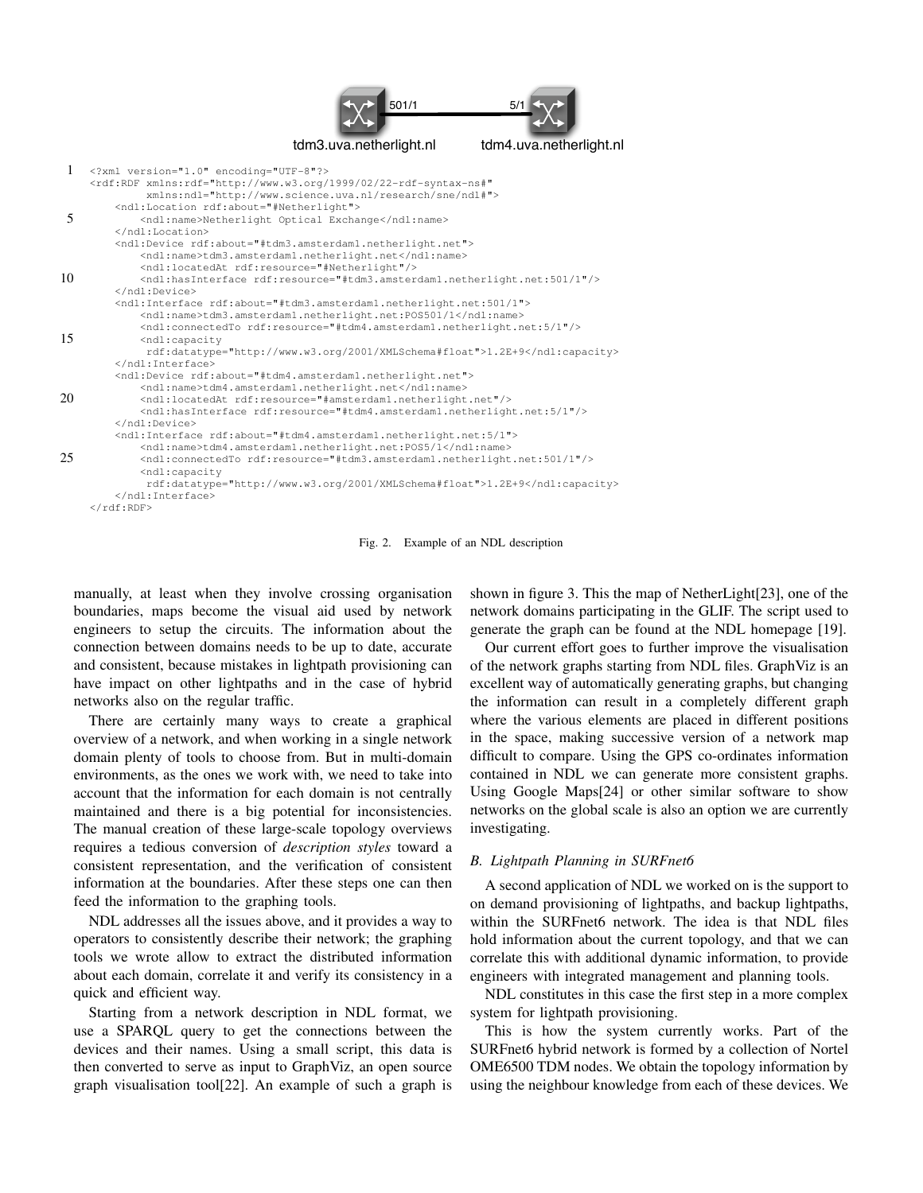501/1

5/1

tdm3.uva.netherlight.nl

tdm4.uva.netherlight.nl

```
1   <?xml version="1.0" encoding="UTF-8"?>
    <rdf:RDF xmlns:rdf="http://www.w3.org/1999/02/22-rdf-syntax-ns#"
            xmlns:ndl="http://www.science.uva.nl/research/sne/ndl#">
        <ndl:Location rdf:about="#Netherlight">
5           <ndl:name>Netherlight Optical Exchange</ndl:name>
        </ndl:Location>
        <ndl:Device rdf:about="#tdm3.amsterdam1.netherlight.net">
            <ndl:name>tdm3.amsterdam1.netherlight.net</ndl:name>
            <ndl:locatedAt rdf:resource="#Netherlight"/>
10          <ndl:hasInterface rdf:resource="#tdm3.amsterdam1.netherlight.net:501/1"/>
        </ndl:Device>
        <ndl:Interface rdf:about="#tdm3.amsterdam1.netherlight.net:501/1">
            <ndl:name>tdm3.amsterdam1.netherlight.net:POS501/1</ndl:name>
            <ndl:connectedTo rdf:resource="#tdm4.amsterdam1.netherlight.net:5/1"/>
15          <ndl:capacity
             rdf:datatype="http://www.w3.org/2001/XMLSchema#float">1.2E+9</ndl:capacity>
        </ndl:Interface>
        <ndl:Device rdf:about="#tdm4.amsterdam1.netherlight.net">
            <ndl:name>tdm4.amsterdam1.netherlight.net</ndl:name>
20          <ndl:locatedAt rdf:resource="#amsterdam1.netherlight.net"/>
            <ndl:hasInterface rdf:resource="#tdm4.amsterdam1.netherlight.net:5/1"/>
        </ndl:Device>
        <ndl:Interface rdf:about="#tdm4.amsterdam1.netherlight.net:5/1">
            <ndl:name>tdm4.amsterdam1.netherlight.net:POS5/1</ndl:name>
25          <ndl:connectedTo rdf:resource="#tdm3.amsterdam1.netherlight.net:501/1"/>
            <ndl:capacity
             rdf:datatype="http://www.w3.org/2001/XMLSchema#float">1.2E+9</ndl:capacity>
        </ndl:Interface>
    </rdf:RDF>
```

Fig. 2. Example of an NDL description

manually, at least when they involve crossing organisation boundaries, maps become the visual aid used by network engineers to setup the circuits. The information about the connection between domains needs to be up to date, accurate and consistent, because mistakes in lightpath provisioning can have impact on other lightpaths and in the case of hybrid networks also on the regular traffic.

There are certainly many ways to create a graphical overview of a network, and when working in a single network domain plenty of tools to choose from. But in multi-domain environments, as the ones we work with, we need to take into account that the information for each domain is not centrally maintained and there is a big potential for inconsistencies. The manual creation of these large-scale topology overviews requires a tedious conversion of *description styles* toward a consistent representation, and the verification of consistent information at the boundaries. After these steps one can then feed the information to the graphing tools.

NDL addresses all the issues above, and it provides a way to operators to consistently describe their network; the graphing tools we wrote allow to extract the distributed information about each domain, correlate it and verify its consistency in a quick and efficient way.

Starting from a network description in NDL format, we use a SPARQL query to get the connections between the devices and their names. Using a small script, this data is then converted to serve as input to GraphViz, an open source graph visualisation tool[22]. An example of such a graph is shown in figure 3. This the map of NetherLight[23], one of the network domains participating in the GLIF. The script used to generate the graph can be found at the NDL homepage [19].

Our current effort goes to further improve the visualisation of the network graphs starting from NDL files. GraphViz is an excellent way of automatically generating graphs, but changing the information can result in a completely different graph where the various elements are placed in different positions in the space, making successive version of a network map difficult to compare. Using the GPS co-ordinates information contained in NDL we can generate more consistent graphs. Using Google Maps[24] or other similar software to show networks on the global scale is also an option we are currently investigating.

### B. Lightpath Planning in SURFnet6

A second application of NDL we worked on is the support to on demand provisioning of lightpaths, and backup lightpaths, within the SURFnet6 network. The idea is that NDL files hold information about the current topology, and that we can correlate this with additional dynamic information, to provide engineers with integrated management and planning tools.

NDL constitutes in this case the first step in a more complex system for lightpath provisioning.

This is how the system currently works. Part of the SURFnet6 hybrid network is formed by a collection of Nortel OME6500 TDM nodes. We obtain the topology information by using the neighbour knowledge from each of these devices. We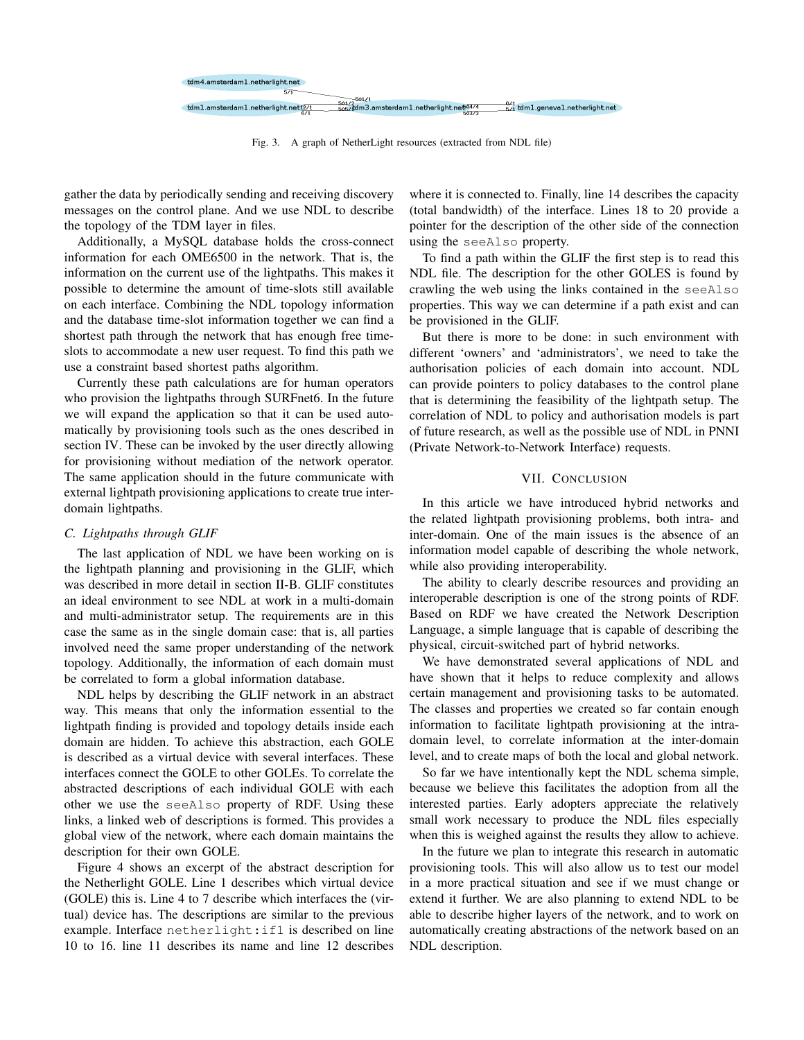Fig. 3. A graph of NetherLight resources (extracted from NDL file)

gather the data by periodically sending and receiving discovery messages on the control plane. And we use NDL to describe the topology of the TDM layer in files.

Additionally, a MySQL database holds the cross-connect information for each OME6500 in the network. That is, the information on the current use of the lightpaths. This makes it possible to determine the amount of time-slots still available on each interface. Combining the NDL topology information and the database time-slot information together we can find a shortest path through the network that has enough free time-slots to accommodate a new user request. To find this path we use a constraint based shortest paths algorithm.

Currently these path calculations are for human operators who provision the lightpaths through SURFnet6. In the future we will expand the application so that it can be used automatically by provisioning tools such as the ones described in section IV. These can be invoked by the user directly allowing for provisioning without mediation of the network operator. The same application should in the future communicate with external lightpath provisioning applications to create true inter-domain lightpaths.

### C. Lightpaths through GLIF

The last application of NDL we have been working on is the lightpath planning and provisioning in the GLIF, which was described in more detail in section II-B. GLIF constitutes an ideal environment to see NDL at work in a multi-domain and multi-administrator setup. The requirements are in this case the same as in the single domain case: that is, all parties involved need the same proper understanding of the network topology. Additionally, the information of each domain must be correlated to form a global information database.

NDL helps by describing the GLIF network in an abstract way. This means that only the information essential to the lightpath finding is provided and topology details inside each domain are hidden. To achieve this abstraction, each GOLE is described as a virtual device with several interfaces. These interfaces connect the GOLE to other GOLEs. To correlate the abstracted descriptions of each individual GOLE with each other we use the `seeAlso` property of RDF. Using these links, a linked web of descriptions is formed. This provides a global view of the network, where each domain maintains the description for their own GOLE.

Figure 4 shows an excerpt of the abstract description for the Netherlight GOLE. Line 1 describes which virtual device (GOLE) this is. Line 4 to 7 describe which interfaces the (virtual) device has. The descriptions are similar to the previous example. Interface `netherlight:if1` is described on line 10 to 16. line 11 describes its name and line 12 describes where it is connected to. Finally, line 14 describes the capacity (total bandwidth) of the interface. Lines 18 to 20 provide a pointer for the description of the other side of the connection using the `seeAlso` property.

To find a path within the GLIF the first step is to read this NDL file. The description for the other GOLES is found by crawling the web using the links contained in the `seeAlso` properties. This way we can determine if a path exist and can be provisioned in the GLIF.

But there is more to be done: in such environment with different 'owners' and 'administrators', we need to take the authorisation policies of each domain into account. NDL can provide pointers to policy databases to the control plane that is determining the feasibility of the lightpath setup. The correlation of NDL to policy and authorisation models is part of future research, as well as the possible use of NDL in PNNI (Private Network-to-Network Interface) requests.

## VII. Conclusion

In this article we have introduced hybrid networks and the related lightpath provisioning problems, both intra- and inter-domain. One of the main issues is the absence of an information model capable of describing the whole network, while also providing interoperability.

The ability to clearly describe resources and providing an interoperable description is one of the strong points of RDF. Based on RDF we have created the Network Description Language, a simple language that is capable of describing the physical, circuit-switched part of hybrid networks.

We have demonstrated several applications of NDL and have shown that it helps to reduce complexity and allows certain management and provisioning tasks to be automated. The classes and properties we created so far contain enough information to facilitate lightpath provisioning at the intra-domain level, to correlate information at the inter-domain level, and to create maps of both the local and global network.

So far we have intentionally kept the NDL schema simple, because we believe this facilitates the adoption from all the interested parties. Early adopters appreciate the relatively small work necessary to produce the NDL files especially when this is weighed against the results they allow to achieve.

In the future we plan to integrate this research in automatic provisioning tools. This will also allow us to test our model in a more practical situation and see if we must change or extend it further. We are also planning to extend NDL to be able to describe higher layers of the network, and to work on automatically creating abstractions of the network based on an NDL description.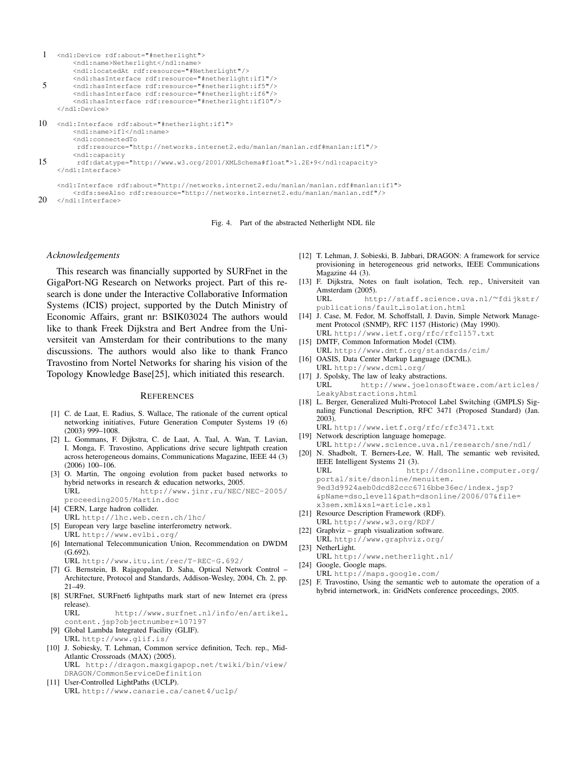```
<ndl:Device rdf:about="#netherlight">
    <ndl:name>Netherlight</ndl:name>
    <ndl:locatedAt rdf:resource="#NetherLight"/>
    <ndl:hasInterface rdf:resource="#netherlight:if1"/>
    <ndl:hasInterface rdf:resource="#netherlight:if5"/>
    <ndl:hasInterface rdf:resource="#netherlight:if6"/>
    <ndl:hasInterface rdf:resource="#netherlight:if10"/>
</ndl:Device>

<ndl:Interface rdf:about="#netherlight:if1">
    <ndl:name>if1</ndl:name>
    <ndl:connectedTo
     rdf:resource="http://networks.internet2.edu/manlan/manlan.rdf#manlan:if1"/>
    <ndl:capacity
     rdf:datatype="http://www.w3.org/2001/XMLSchema#float">1.2E+9</ndl:capacity>
</ndl:Interface>

<ndl:Interface rdf:about="http://networks.internet2.edu/manlan/manlan.rdf#manlan:if1">
    <rdfs:seeAlso rdf:resource="http://networks.internet2.edu/manlan/manlan.rdf"/>
</ndl:Interface>
```

Fig. 4. Part of the abstracted Netherlight NDL file

### *Acknowledgements*

This research was financially supported by SURFnet in the GigaPort-NG Research on Networks project. Part of this research is done under the Interactive Collaborative Information Systems (ICIS) project, supported by the Dutch Ministry of Economic Affairs, grant nr: BSIK03024 The authors would like to thank Freek Dijkstra and Bert Andree from the Universiteit van Amsterdam for their contributions to the many discussions. The authors would also like to thank Franco Travostino from Nortel Networks for sharing his vision of the Topology Knowledge Base[25], which initiated this research.

## REFERENCES

[1] C. de Laat, E. Radius, S. Wallace, The rationale of the current optical networking initiatives, Future Generation Computer Systems 19 (6) (2003) 999–1008.

[2] L. Gommans, F. Dijkstra, C. de Laat, A. Taal, A. Wan, T. Lavian, I. Monga, F. Travostino, Applications drive secure lightpath creation across heterogeneous domains, Communications Magazine, IEEE 44 (3) (2006) 100–106.

[3] O. Martin, The ongoing evolution from packet based networks to hybrid networks in research & education networks, 2005. URL http://www.jinr.ru/NEC/NEC-2005/proceeding2005/Martin.doc

[4] CERN, Large hadron collider. URL http://lhc.web.cern.ch/lhc/

[5] European very large baseline interferometry network. URL http://www.evlbi.org/

[6] International Telecommunication Union, Recommendation on DWDM (G.692). URL http://www.itu.int/rec/T-REC-G.692/

[7] G. Bernstein, B. Rajagopalan, D. Saha, Optical Network Control – Architecture, Protocol and Standards, Addison-Wesley, 2004, Ch. 2, pp. 21–49.

[8] SURFnet, SURFnet6 lightpaths mark start of new Internet era (press release). URL http://www.surfnet.nl/info/en/artikel_content.jsp?objectnumber=107197

[9] Global Lambda Integrated Facility (GLIF). URL http://www.glif.is/

[10] J. Sobiesky, T. Lehman, Common service definition, Tech. rep., Mid-Atlantic Crossroads (MAX) (2005). URL http://dragon.maxgigapop.net/twiki/bin/view/DRAGON/CommonServiceDefinition

[11] User-Controlled LightPaths (UCLP). URL http://www.canarie.ca/canet4/uclp/

[12] T. Lehman, J. Sobieski, B. Jabbari, DRAGON: A framework for service provisioning in heterogeneous grid networks, IEEE Communications Magazine 44 (3).

[13] F. Dijkstra, Notes on fault isolation, Tech. rep., Universiteit van Amsterdam (2005). URL http://staff.science.uva.nl/~fdijkstr/publications/fault_isolation.html

[14] J. Case, M. Fedor, M. Schoffstall, J. Davin, Simple Network Management Protocol (SNMP), RFC 1157 (Historic) (May 1990). URL http://www.ietf.org/rfc/rfc1157.txt

[15] DMTF, Common Information Model (CIM). URL http://www.dmtf.org/standards/cim/

[16] OASIS, Data Center Markup Language (DCML). URL http://www.dcml.org/

[17] J. Spolsky, The law of leaky abstractions. URL http://www.joelonsoftware.com/articles/LeakyAbstractions.html

[18] L. Berger, Generalized Multi-Protocol Label Switching (GMPLS) Signaling Functional Description, RFC 3471 (Proposed Standard) (Jan. 2003). URL http://www.ietf.org/rfc/rfc3471.txt

[19] Network description language homepage. URL http://www.science.uva.nl/research/sne/ndl/

[20] N. Shadbolt, T. Berners-Lee, W. Hall, The semantic web revisited, IEEE Intelligent Systems 21 (3). URL http://dsonline.computer.org/portal/site/dsonline/menuitem.9ed3d9924aeb0dcd82ccc6716bbe36ec/index.jsp?&pName=dso_level1&path=dsonline/2006/07&file=x3sem.xml&xsl=article.xsl

[21] Resource Description Framework (RDF). URL http://www.w3.org/RDF/

[22] Graphviz – graph visualization software. URL http://www.graphviz.org/

[23] NetherLight. URL http://www.netherlight.nl/

[24] Google, Google maps. URL http://maps.google.com/

[25] F. Travostino, Using the semantic web to automate the operation of a hybrid internetwork, in: GridNets conference proceedings, 2005.